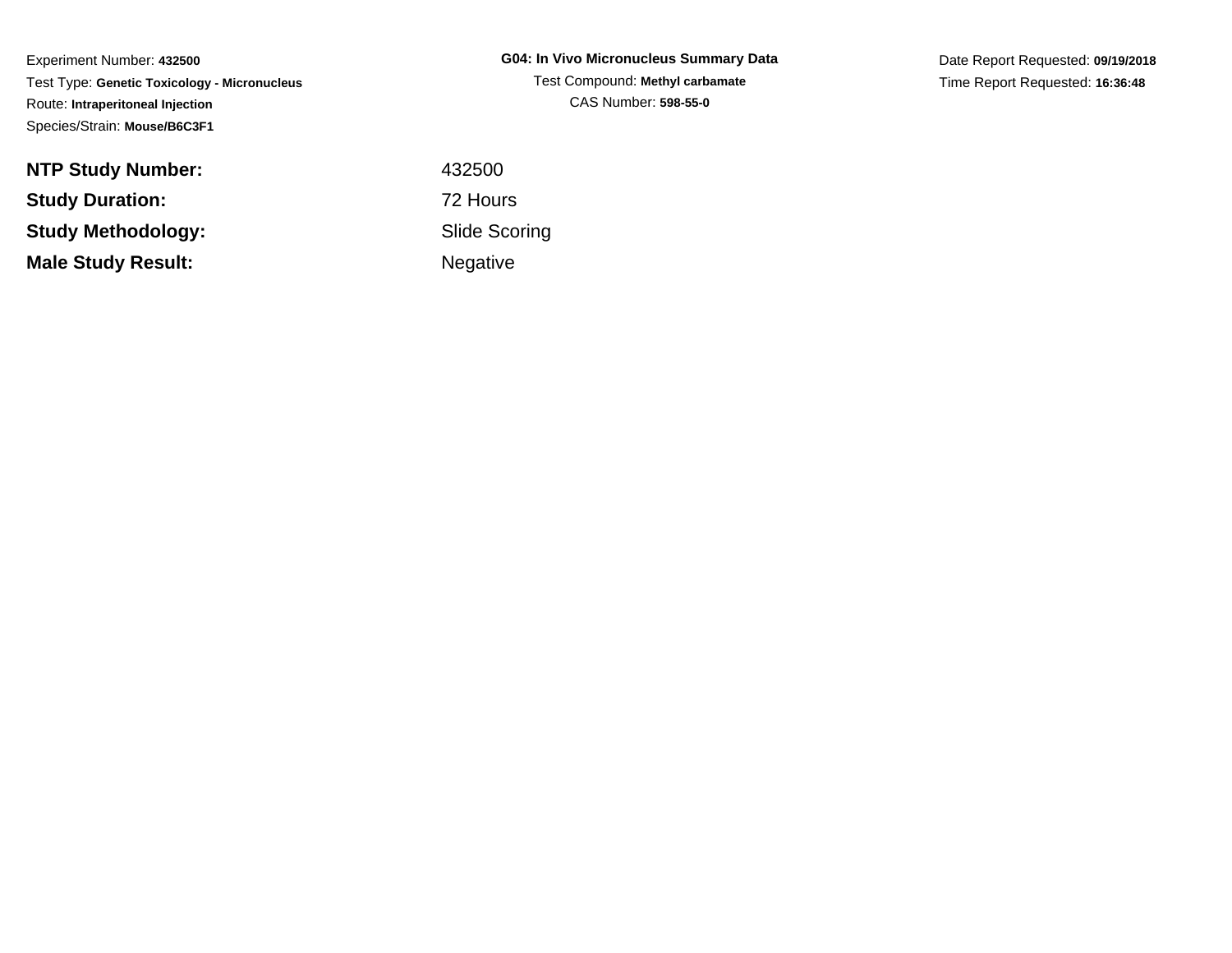Experiment Number: **432500**
Test Type: **Genetic Toxicology - Micronucleus**
Route: **Intraperitoneal Injection**
Species/Strain: **Mouse/B6C3F1**

**G04: In Vivo Micronucleus Summary Data**
Test Compound: **Methyl carbamate**
CAS Number: **598-55-0**

Date Report Requested: **09/19/2018**
Time Report Requested: **16:36:48**

| | |
|---|---|
| **NTP Study Number:** | 432500 |
| **Study Duration:** | 72 Hours |
| **Study Methodology:** | Slide Scoring |
| **Male Study Result:** | Negative |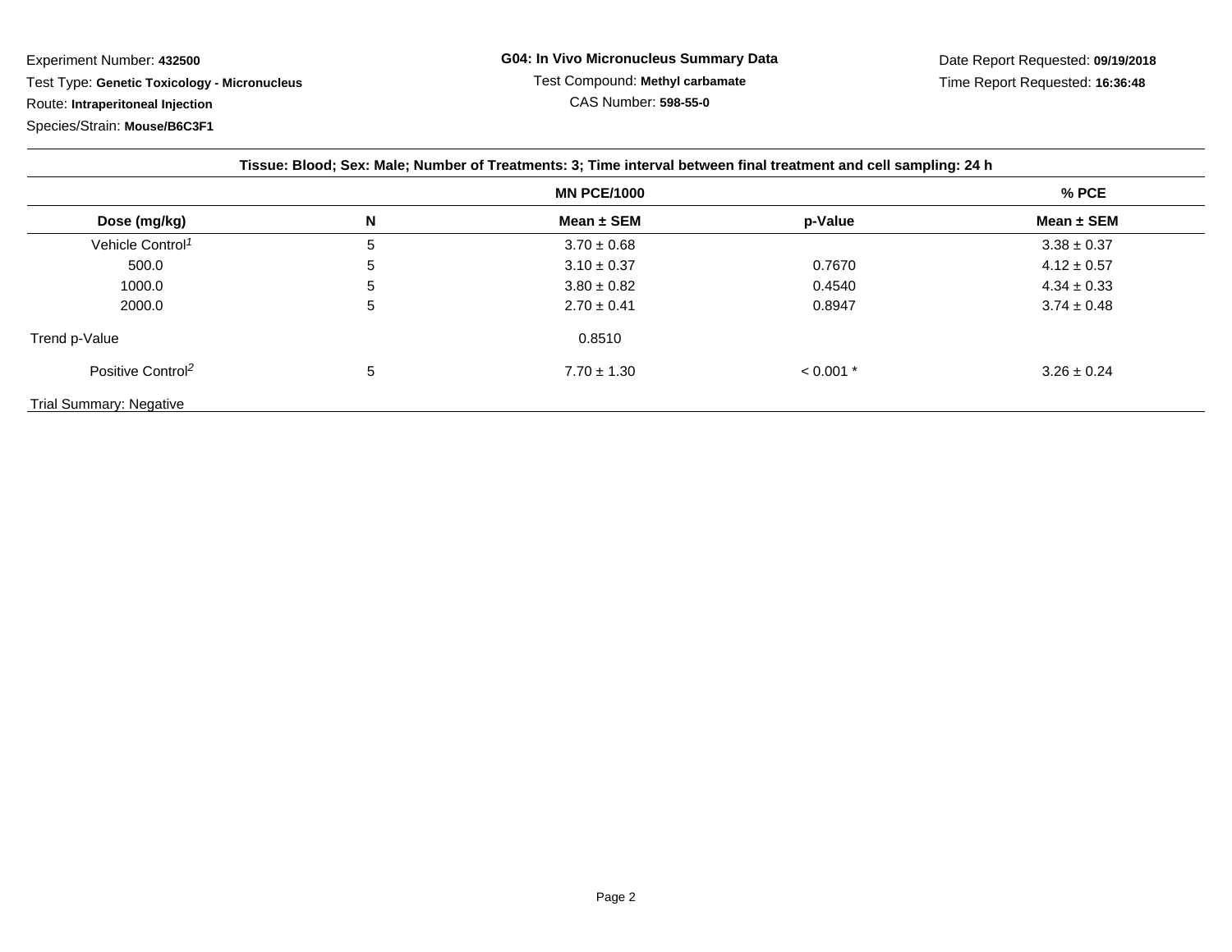Experiment Number: **432500**

Test Type: **Genetic Toxicology - Micronucleus**

Route: **Intraperitoneal Injection**

Species/Strain: **Mouse/B6C3F1**

**G04: In Vivo Micronucleus Summary Data**

Test Compound: **Methyl carbamate**

CAS Number: **598-55-0**

Date Report Requested: **09/19/2018**

Time Report Requested: **16:36:48**

**Tissue: Blood; Sex: Male; Number of Treatments: 3; Time interval between final treatment and cell sampling: 24 h**

| | | MN PCE/1000 | | % PCE |
|---|---|---|---|---|
| **Dose (mg/kg)** | **N** | **Mean ± SEM** | **p-Value** | **Mean ± SEM** |
| Vehicle Control[1] | 5 | 3.70 ± 0.68 | | 3.38 ± 0.37 |
| 500.0 | 5 | 3.10 ± 0.37 | 0.7670 | 4.12 ± 0.57 |
| 1000.0 | 5 | 3.80 ± 0.82 | 0.4540 | 4.34 ± 0.33 |
| 2000.0 | 5 | 2.70 ± 0.41 | 0.8947 | 3.74 ± 0.48 |
| Trend p-Value | | 0.8510 | | |
| Positive Control[2] | 5 | 7.70 ± 1.30 | < 0.001 * | 3.26 ± 0.24 |

Trial Summary: Negative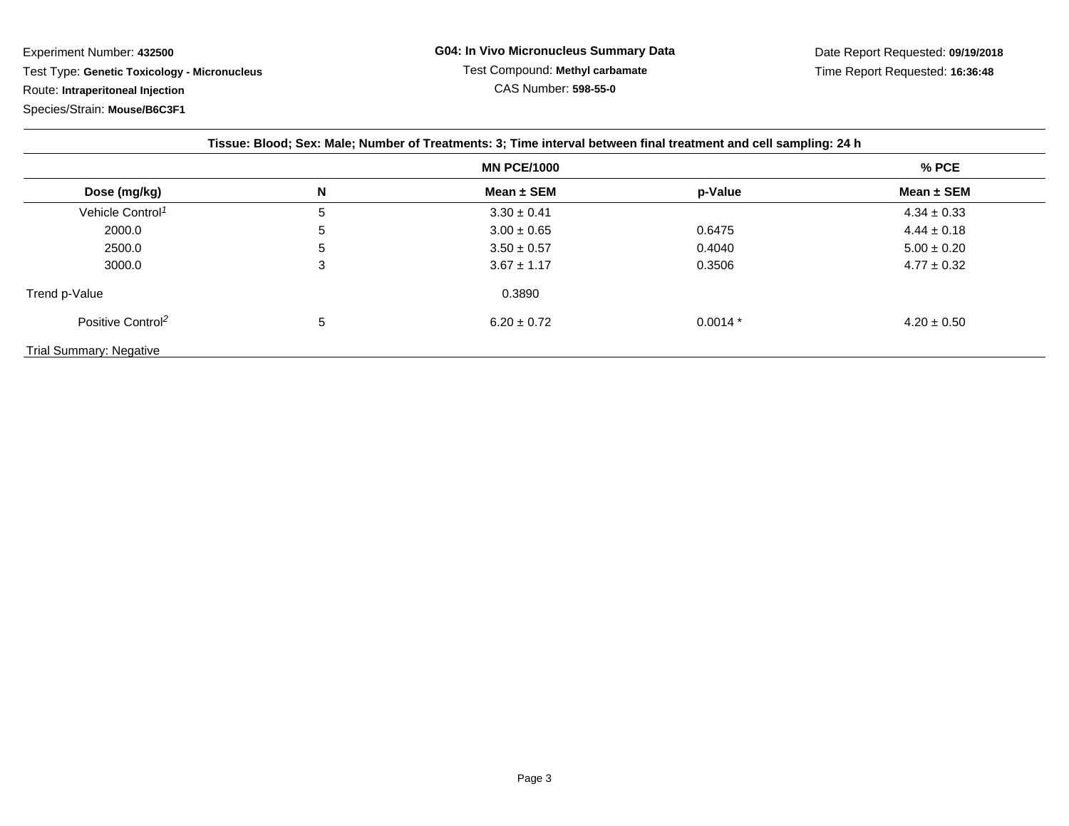Experiment Number: **432500**

Test Type: **Genetic Toxicology - Micronucleus**

Route: **Intraperitoneal Injection**

Species/Strain: **Mouse/B6C3F1**

**G04: In Vivo Micronucleus Summary Data**

Test Compound: **Methyl carbamate**

CAS Number: **598-55-0**

Date Report Requested: **09/19/2018**

Time Report Requested: **16:36:48**

**Tissue: Blood; Sex: Male; Number of Treatments: 3; Time interval between final treatment and cell sampling: 24 h**

| | | MN PCE/1000 | | % PCE |
|---|---|---|---|---|
| **Dose (mg/kg)** | **N** | **Mean ± SEM** | **p-Value** | **Mean ± SEM** |
| Vehicle Control[1] | 5 | 3.30 ± 0.41 | | 4.34 ± 0.33 |
| 2000.0 | 5 | 3.00 ± 0.65 | 0.6475 | 4.44 ± 0.18 |
| 2500.0 | 5 | 3.50 ± 0.57 | 0.4040 | 5.00 ± 0.20 |
| 3000.0 | 3 | 3.67 ± 1.17 | 0.3506 | 4.77 ± 0.32 |
| Trend p-Value | | 0.3890 | | |
| Positive Control[2] | 5 | 6.20 ± 0.72 | 0.0014 * | 4.20 ± 0.50 |

Trial Summary: Negative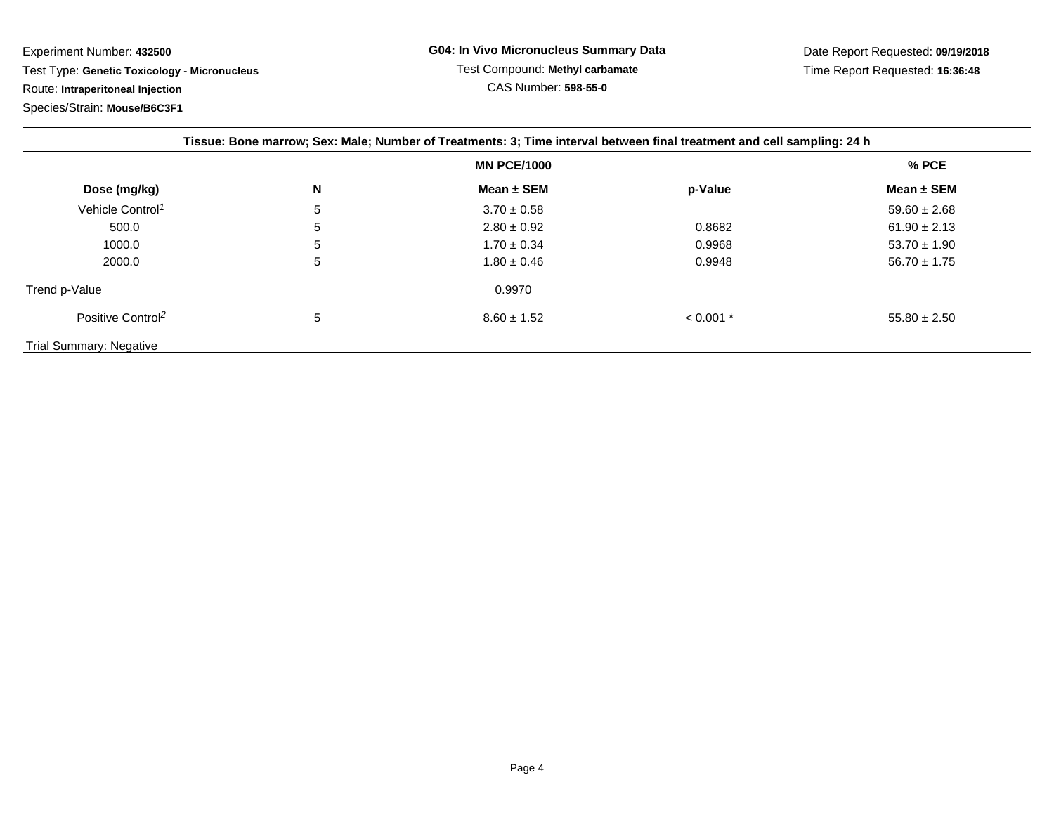Experiment Number: **432500**

Test Type: **Genetic Toxicology - Micronucleus**

Route: **Intraperitoneal Injection**

Species/Strain: **Mouse/B6C3F1**

**G04: In Vivo Micronucleus Summary Data**

Test Compound: **Methyl carbamate**

CAS Number: **598-55-0**

Date Report Requested: **09/19/2018**

Time Report Requested: **16:36:48**

**Tissue: Bone marrow; Sex: Male; Number of Treatments: 3; Time interval between final treatment and cell sampling: 24 h**

| | | MN PCE/1000 | | % PCE |
|---|---|---|---|---|
| **Dose (mg/kg)** | **N** | **Mean ± SEM** | **p-Value** | **Mean ± SEM** |
| Vehicle Control[1] | 5 | 3.70 ± 0.58 | | 59.60 ± 2.68 |
| 500.0 | 5 | 2.80 ± 0.92 | 0.8682 | 61.90 ± 2.13 |
| 1000.0 | 5 | 1.70 ± 0.34 | 0.9968 | 53.70 ± 1.90 |
| 2000.0 | 5 | 1.80 ± 0.46 | 0.9948 | 56.70 ± 1.75 |
| Trend p-Value | | 0.9970 | | |
| Positive Control[2] | 5 | 8.60 ± 1.52 | < 0.001 * | 55.80 ± 2.50 |

Trial Summary: Negative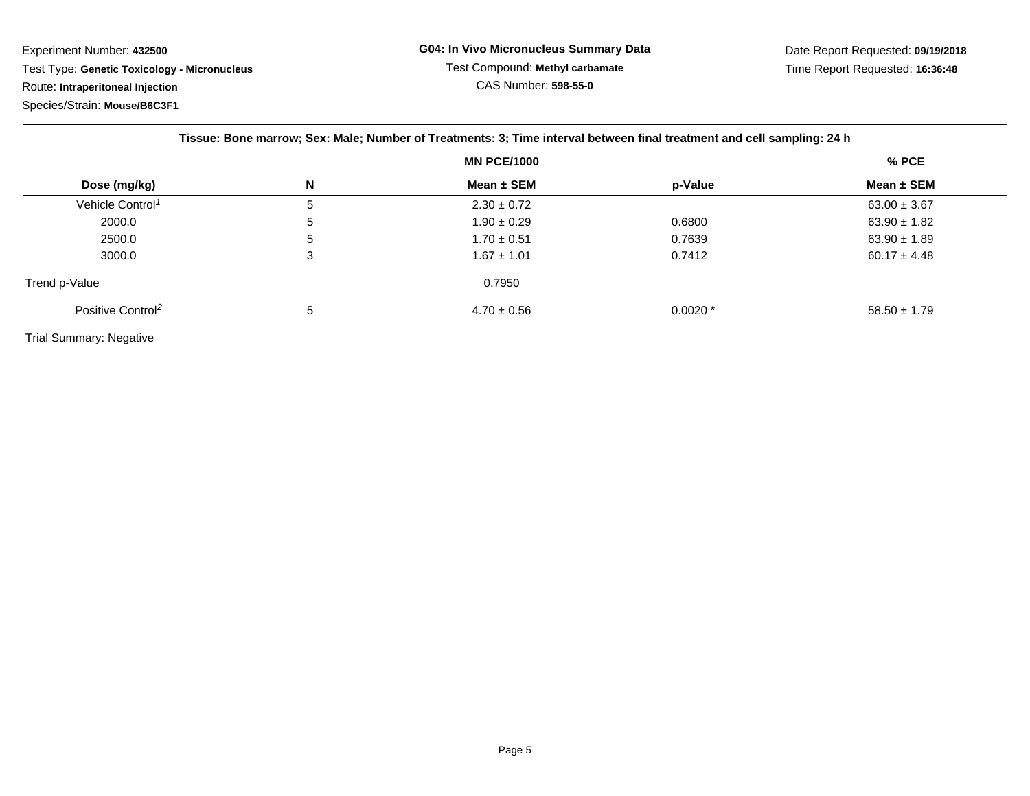Experiment Number: **432500**

Test Type: **Genetic Toxicology - Micronucleus**

Route: **Intraperitoneal Injection**

Species/Strain: **Mouse/B6C3F1**

**G04: In Vivo Micronucleus Summary Data**

Test Compound: **Methyl carbamate**

CAS Number: **598-55-0**

Date Report Requested: **09/19/2018**

Time Report Requested: **16:36:48**

**Tissue: Bone marrow; Sex: Male; Number of Treatments: 3; Time interval between final treatment and cell sampling: 24 h**

| | | MN PCE/1000 | | % PCE |
|---|---|---|---|---|
| **Dose (mg/kg)** | **N** | **Mean ± SEM** | **p-Value** | **Mean ± SEM** |
| Vehicle Control[1] | 5 | 2.30 ± 0.72 | | 63.00 ± 3.67 |
| 2000.0 | 5 | 1.90 ± 0.29 | 0.6800 | 63.90 ± 1.82 |
| 2500.0 | 5 | 1.70 ± 0.51 | 0.7639 | 63.90 ± 1.89 |
| 3000.0 | 3 | 1.67 ± 1.01 | 0.7412 | 60.17 ± 4.48 |
| Trend p-Value | | 0.7950 | | |
| Positive Control[2] | 5 | 4.70 ± 0.56 | 0.0020 * | 58.50 ± 1.79 |

Trial Summary: Negative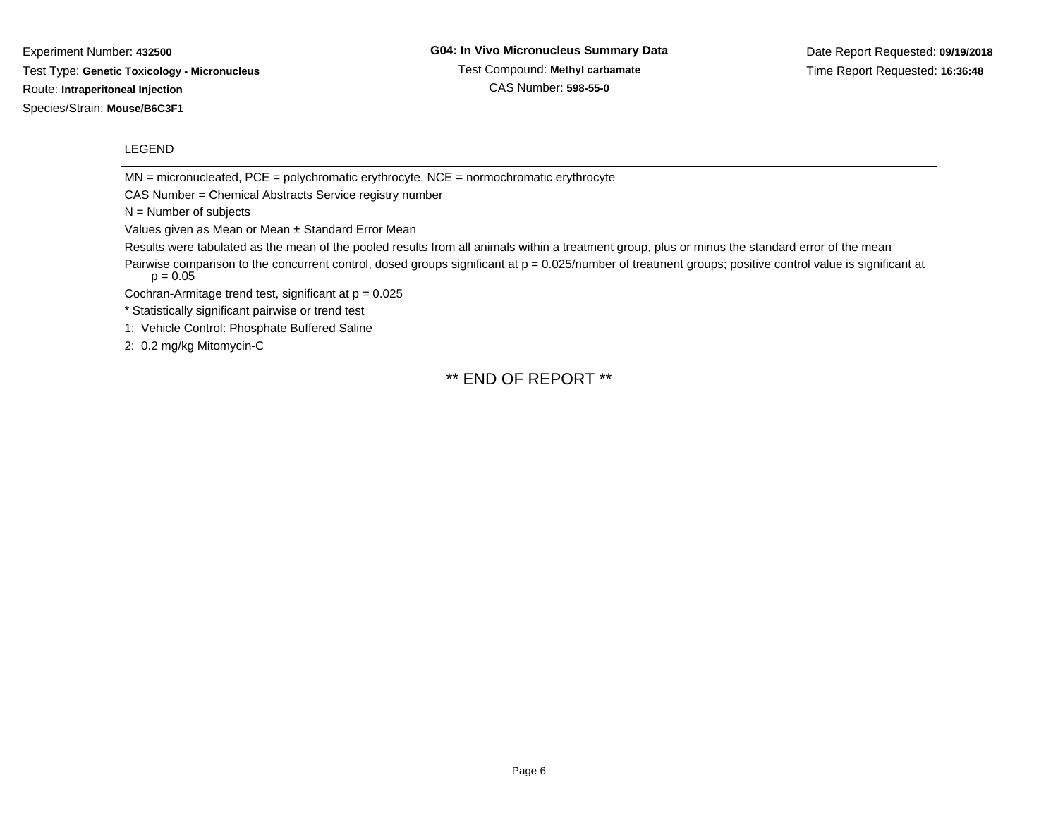Experiment Number: **432500**

Test Type: **Genetic Toxicology - Micronucleus**

Route: **Intraperitoneal Injection**

Species/Strain: **Mouse/B6C3F1**

**G04: In Vivo Micronucleus Summary Data**

Test Compound: **Methyl carbamate**

CAS Number: **598-55-0**

Date Report Requested: **09/19/2018**

Time Report Requested: **16:36:48**

LEGEND

MN = micronucleated, PCE = polychromatic erythrocyte, NCE = normochromatic erythrocyte

CAS Number = Chemical Abstracts Service registry number

N = Number of subjects

Values given as Mean or Mean ± Standard Error Mean

Results were tabulated as the mean of the pooled results from all animals within a treatment group, plus or minus the standard error of the mean

Pairwise comparison to the concurrent control, dosed groups significant at p = 0.025/number of treatment groups; positive control value is significant at p = 0.05

Cochran-Armitage trend test, significant at p = 0.025

* Statistically significant pairwise or trend test

1: Vehicle Control: Phosphate Buffered Saline

2: 0.2 mg/kg Mitomycin-C

** END OF REPORT **